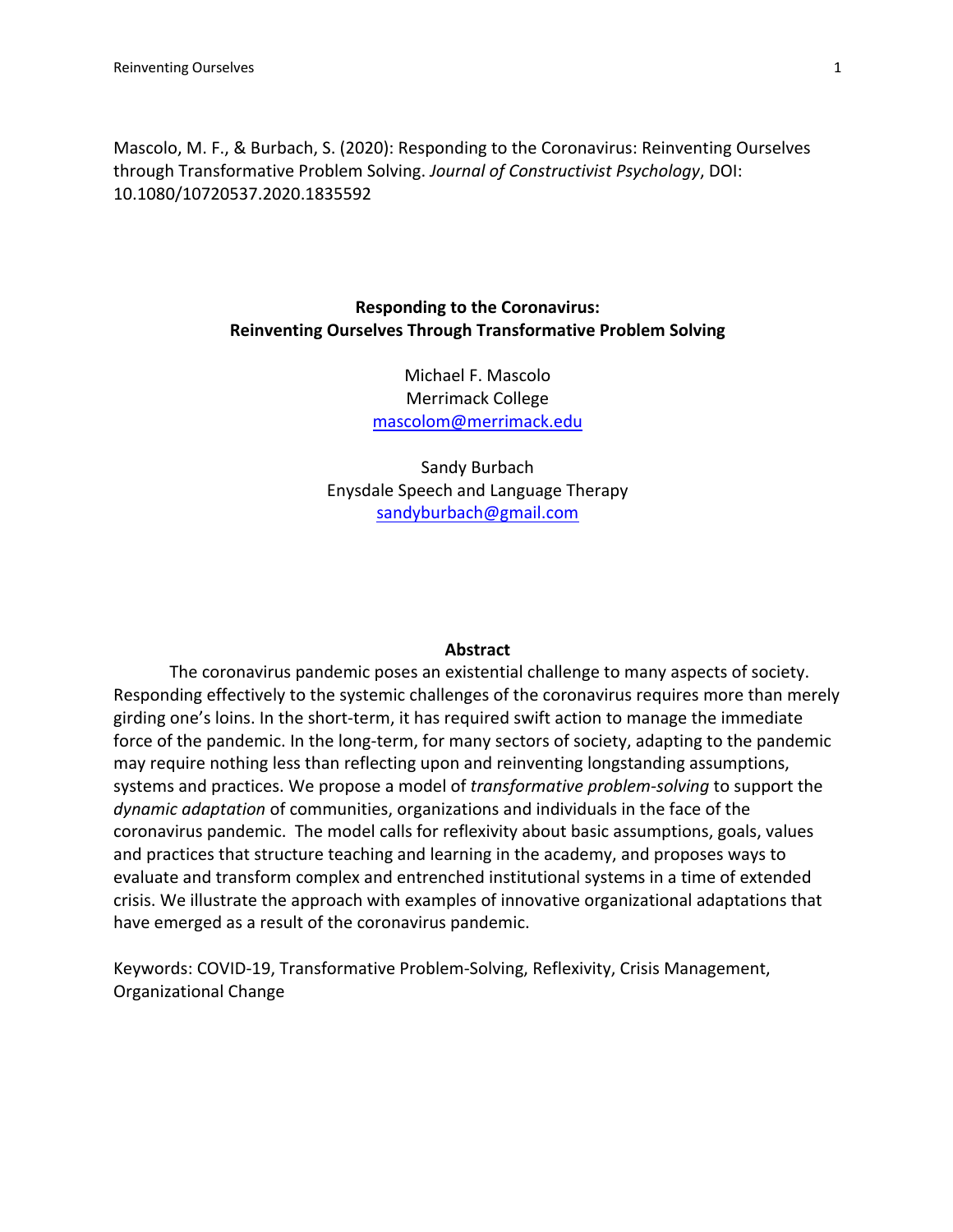Mascolo, M. F., & Burbach, S. (2020): Responding to the Coronavirus: Reinventing Ourselves through Transformative Problem Solving. *Journal of Constructivist Psychology*, DOI: 10.1080/10720537.2020.1835592

# Responding to the Coronavirus: Reinventing Ourselves Through Transformative Problem Solving

Michael F. Mascolo
Merrimack College
mascolom@merrimack.edu

Sandy Burbach
Enysdale Speech and Language Therapy
sandyburbach@gmail.com

## Abstract

The coronavirus pandemic poses an existential challenge to many aspects of society. Responding effectively to the systemic challenges of the coronavirus requires more than merely girding one's loins. In the short-term, it has required swift action to manage the immediate force of the pandemic. In the long-term, for many sectors of society, adapting to the pandemic may require nothing less than reflecting upon and reinventing longstanding assumptions, systems and practices. We propose a model of *transformative problem-solving* to support the *dynamic adaptation* of communities, organizations and individuals in the face of the coronavirus pandemic. The model calls for reflexivity about basic assumptions, goals, values and practices that structure teaching and learning in the academy, and proposes ways to evaluate and transform complex and entrenched institutional systems in a time of extended crisis. We illustrate the approach with examples of innovative organizational adaptations that have emerged as a result of the coronavirus pandemic.

Keywords: COVID-19, Transformative Problem-Solving, Reflexivity, Crisis Management, Organizational Change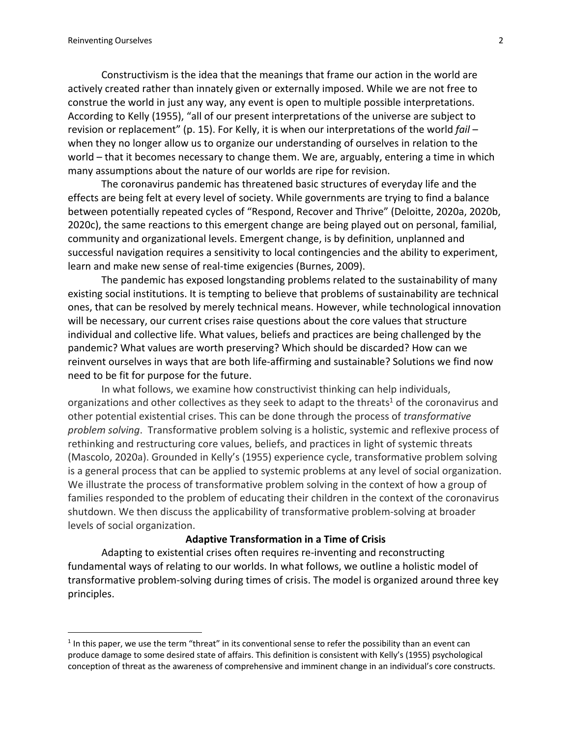Constructivism is the idea that the meanings that frame our action in the world are actively created rather than innately given or externally imposed. While we are not free to construe the world in just any way, any event is open to multiple possible interpretations. According to Kelly (1955), "all of our present interpretations of the universe are subject to revision or replacement" (p. 15). For Kelly, it is when our interpretations of the world *fail* – when they no longer allow us to organize our understanding of ourselves in relation to the world – that it becomes necessary to change them. We are, arguably, entering a time in which many assumptions about the nature of our worlds are ripe for revision.

The coronavirus pandemic has threatened basic structures of everyday life and the effects are being felt at every level of society. While governments are trying to find a balance between potentially repeated cycles of "Respond, Recover and Thrive" (Deloitte, 2020a, 2020b, 2020c), the same reactions to this emergent change are being played out on personal, familial, community and organizational levels. Emergent change, is by definition, unplanned and successful navigation requires a sensitivity to local contingencies and the ability to experiment, learn and make new sense of real-time exigencies (Burnes, 2009).

The pandemic has exposed longstanding problems related to the sustainability of many existing social institutions. It is tempting to believe that problems of sustainability are technical ones, that can be resolved by merely technical means. However, while technological innovation will be necessary, our current crises raise questions about the core values that structure individual and collective life. What values, beliefs and practices are being challenged by the pandemic? What values are worth preserving? Which should be discarded? How can we reinvent ourselves in ways that are both life-affirming and sustainable? Solutions we find now need to be fit for purpose for the future.

In what follows, we examine how constructivist thinking can help individuals, organizations and other collectives as they seek to adapt to the threats[1] of the coronavirus and other potential existential crises. This can be done through the process of *transformative problem solving*. Transformative problem solving is a holistic, systemic and reflexive process of rethinking and restructuring core values, beliefs, and practices in light of systemic threats (Mascolo, 2020a). Grounded in Kelly's (1955) experience cycle, transformative problem solving is a general process that can be applied to systemic problems at any level of social organization. We illustrate the process of transformative problem solving in the context of how a group of families responded to the problem of educating their children in the context of the coronavirus shutdown. We then discuss the applicability of transformative problem-solving at broader levels of social organization.

## Adaptive Transformation in a Time of Crisis

Adapting to existential crises often requires re-inventing and reconstructing fundamental ways of relating to our worlds. In what follows, we outline a holistic model of transformative problem-solving during times of crisis. The model is organized around three key principles.

---

[1] In this paper, we use the term "threat" in its conventional sense to refer the possibility than an event can produce damage to some desired state of affairs. This definition is consistent with Kelly's (1955) psychological conception of threat as the awareness of comprehensive and imminent change in an individual's core constructs.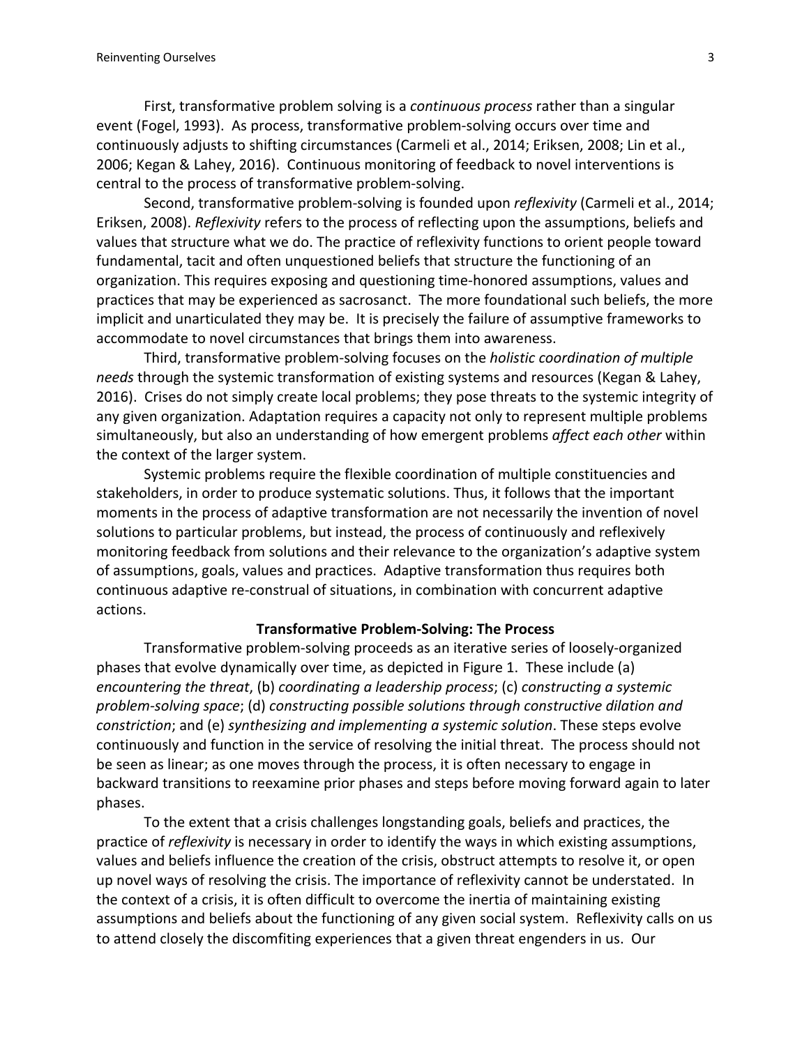First, transformative problem solving is a *continuous process* rather than a singular event (Fogel, 1993). As process, transformative problem-solving occurs over time and continuously adjusts to shifting circumstances (Carmeli et al., 2014; Eriksen, 2008; Lin et al., 2006; Kegan & Lahey, 2016). Continuous monitoring of feedback to novel interventions is central to the process of transformative problem-solving.

Second, transformative problem-solving is founded upon *reflexivity* (Carmeli et al., 2014; Eriksen, 2008). *Reflexivity* refers to the process of reflecting upon the assumptions, beliefs and values that structure what we do. The practice of reflexivity functions to orient people toward fundamental, tacit and often unquestioned beliefs that structure the functioning of an organization. This requires exposing and questioning time-honored assumptions, values and practices that may be experienced as sacrosanct. The more foundational such beliefs, the more implicit and unarticulated they may be. It is precisely the failure of assumptive frameworks to accommodate to novel circumstances that brings them into awareness.

Third, transformative problem-solving focuses on the *holistic coordination of multiple needs* through the systemic transformation of existing systems and resources (Kegan & Lahey, 2016). Crises do not simply create local problems; they pose threats to the systemic integrity of any given organization. Adaptation requires a capacity not only to represent multiple problems simultaneously, but also an understanding of how emergent problems *affect each other* within the context of the larger system.

Systemic problems require the flexible coordination of multiple constituencies and stakeholders, in order to produce systematic solutions. Thus, it follows that the important moments in the process of adaptive transformation are not necessarily the invention of novel solutions to particular problems, but instead, the process of continuously and reflexively monitoring feedback from solutions and their relevance to the organization's adaptive system of assumptions, goals, values and practices. Adaptive transformation thus requires both continuous adaptive re-construal of situations, in combination with concurrent adaptive actions.

## Transformative Problem-Solving: The Process

Transformative problem-solving proceeds as an iterative series of loosely-organized phases that evolve dynamically over time, as depicted in Figure 1. These include (a) *encountering the threat*, (b) *coordinating a leadership process*; (c) *constructing a systemic problem-solving space*; (d) *constructing possible solutions through constructive dilation and constriction*; and (e) *synthesizing and implementing a systemic solution*. These steps evolve continuously and function in the service of resolving the initial threat. The process should not be seen as linear; as one moves through the process, it is often necessary to engage in backward transitions to reexamine prior phases and steps before moving forward again to later phases.

To the extent that a crisis challenges longstanding goals, beliefs and practices, the practice of *reflexivity* is necessary in order to identify the ways in which existing assumptions, values and beliefs influence the creation of the crisis, obstruct attempts to resolve it, or open up novel ways of resolving the crisis. The importance of reflexivity cannot be understated. In the context of a crisis, it is often difficult to overcome the inertia of maintaining existing assumptions and beliefs about the functioning of any given social system. Reflexivity calls on us to attend closely the discomfiting experiences that a given threat engenders in us. Our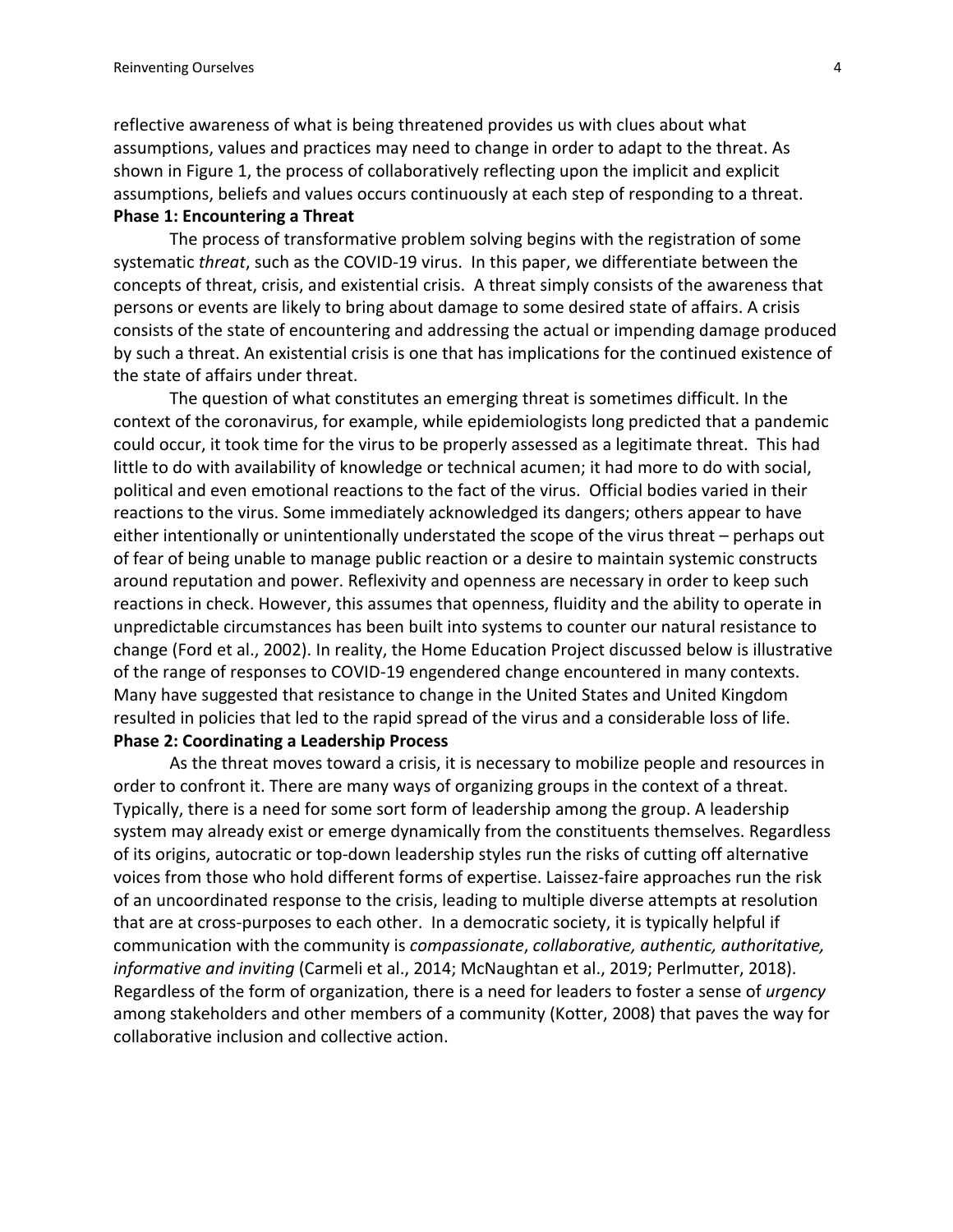reflective awareness of what is being threatened provides us with clues about what assumptions, values and practices may need to change in order to adapt to the threat. As shown in Figure 1, the process of collaboratively reflecting upon the implicit and explicit assumptions, beliefs and values occurs continuously at each step of responding to a threat.

**Phase 1: Encountering a Threat**

The process of transformative problem solving begins with the registration of some systematic *threat*, such as the COVID-19 virus. In this paper, we differentiate between the concepts of threat, crisis, and existential crisis. A threat simply consists of the awareness that persons or events are likely to bring about damage to some desired state of affairs. A crisis consists of the state of encountering and addressing the actual or impending damage produced by such a threat. An existential crisis is one that has implications for the continued existence of the state of affairs under threat.

The question of what constitutes an emerging threat is sometimes difficult. In the context of the coronavirus, for example, while epidemiologists long predicted that a pandemic could occur, it took time for the virus to be properly assessed as a legitimate threat. This had little to do with availability of knowledge or technical acumen; it had more to do with social, political and even emotional reactions to the fact of the virus. Official bodies varied in their reactions to the virus. Some immediately acknowledged its dangers; others appear to have either intentionally or unintentionally understated the scope of the virus threat – perhaps out of fear of being unable to manage public reaction or a desire to maintain systemic constructs around reputation and power. Reflexivity and openness are necessary in order to keep such reactions in check. However, this assumes that openness, fluidity and the ability to operate in unpredictable circumstances has been built into systems to counter our natural resistance to change (Ford et al., 2002). In reality, the Home Education Project discussed below is illustrative of the range of responses to COVID-19 engendered change encountered in many contexts. Many have suggested that resistance to change in the United States and United Kingdom resulted in policies that led to the rapid spread of the virus and a considerable loss of life.

**Phase 2: Coordinating a Leadership Process**

As the threat moves toward a crisis, it is necessary to mobilize people and resources in order to confront it. There are many ways of organizing groups in the context of a threat. Typically, there is a need for some sort form of leadership among the group. A leadership system may already exist or emerge dynamically from the constituents themselves. Regardless of its origins, autocratic or top-down leadership styles run the risks of cutting off alternative voices from those who hold different forms of expertise. Laissez-faire approaches run the risk of an uncoordinated response to the crisis, leading to multiple diverse attempts at resolution that are at cross-purposes to each other. In a democratic society, it is typically helpful if communication with the community is *compassionate*, *collaborative, authentic, authoritative, informative and inviting* (Carmeli et al., 2014; McNaughtan et al., 2019; Perlmutter, 2018). Regardless of the form of organization, there is a need for leaders to foster a sense of *urgency* among stakeholders and other members of a community (Kotter, 2008) that paves the way for collaborative inclusion and collective action.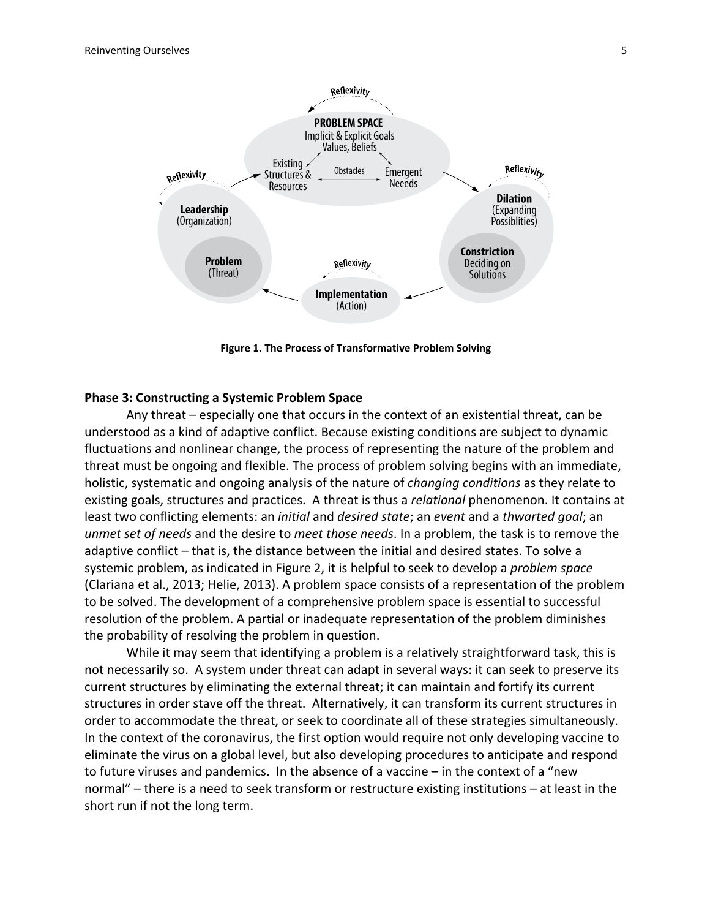Reflexivity

**PROBLEM SPACE**
Implicit & Explicit Goals
Values, Beliefs

Existing Structures & Resources

Obstacles

Emergent Neeeds

Reflexivity

Reflexivity

**Leadership**
(Organization)

**Problem**
(Threat)

**Dilation**
(Expanding Possiblities)

**Constriction**
Deciding on Solutions

Reflexivity

**Implementation**
(Action)

**Figure 1. The Process of Transformative Problem Solving**

## Phase 3: Constructing a Systemic Problem Space

Any threat – especially one that occurs in the context of an existential threat, can be understood as a kind of adaptive conflict. Because existing conditions are subject to dynamic fluctuations and nonlinear change, the process of representing the nature of the problem and threat must be ongoing and flexible. The process of problem solving begins with an immediate, holistic, systematic and ongoing analysis of the nature of *changing conditions* as they relate to existing goals, structures and practices. A threat is thus a *relational* phenomenon. It contains at least two conflicting elements: an *initial* and *desired state*; an *event* and a *thwarted goal*; an *unmet set of needs* and the desire to *meet those needs*. In a problem, the task is to remove the adaptive conflict – that is, the distance between the initial and desired states. To solve a systemic problem, as indicated in Figure 2, it is helpful to seek to develop a *problem space* (Clariana et al., 2013; Helie, 2013). A problem space consists of a representation of the problem to be solved. The development of a comprehensive problem space is essential to successful resolution of the problem. A partial or inadequate representation of the problem diminishes the probability of resolving the problem in question.

While it may seem that identifying a problem is a relatively straightforward task, this is not necessarily so. A system under threat can adapt in several ways: it can seek to preserve its current structures by eliminating the external threat; it can maintain and fortify its current structures in order stave off the threat. Alternatively, it can transform its current structures in order to accommodate the threat, or seek to coordinate all of these strategies simultaneously. In the context of the coronavirus, the first option would require not only developing vaccine to eliminate the virus on a global level, but also developing procedures to anticipate and respond to future viruses and pandemics. In the absence of a vaccine – in the context of a "new normal" – there is a need to seek transform or restructure existing institutions – at least in the short run if not the long term.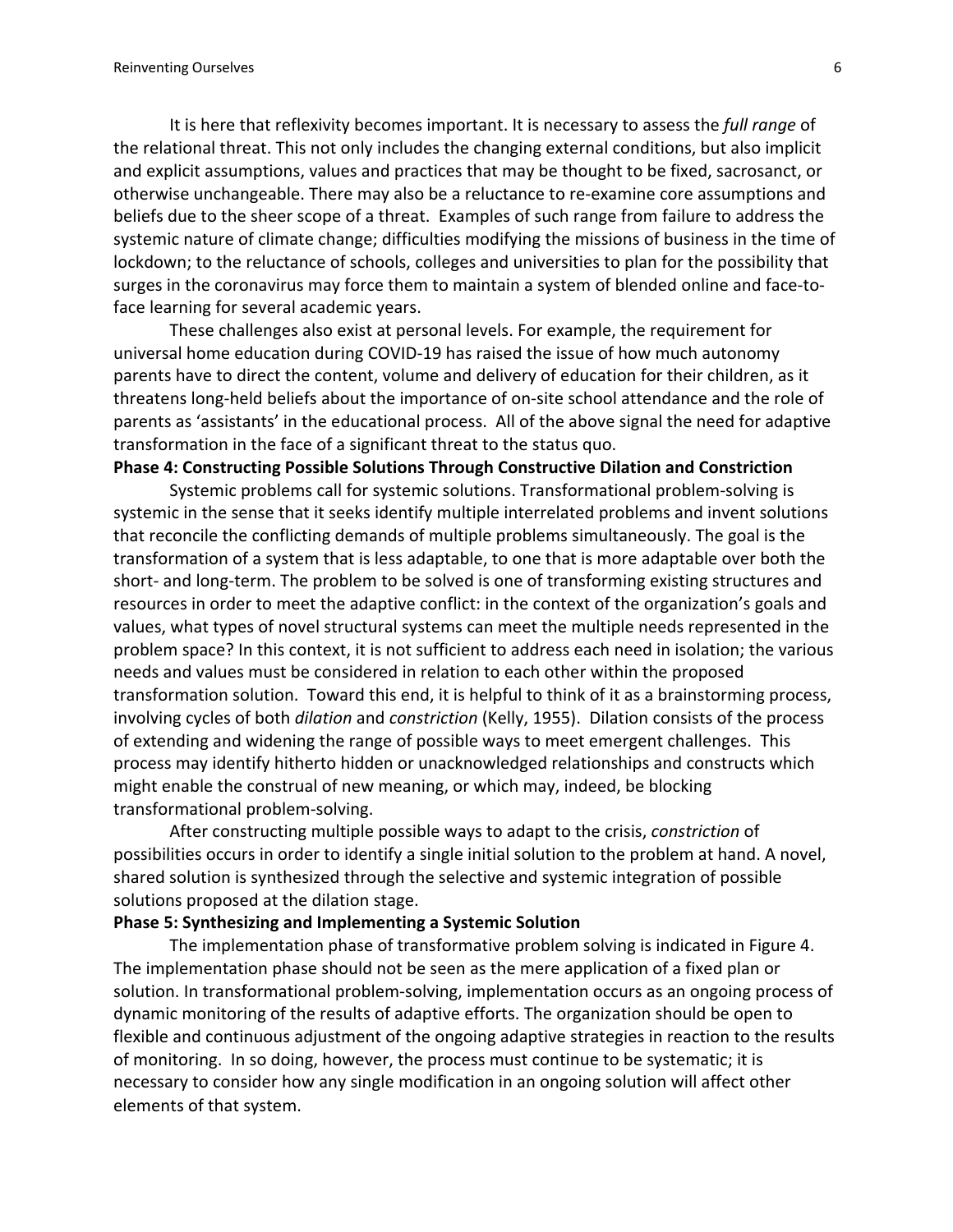It is here that reflexivity becomes important. It is necessary to assess the *full range* of the relational threat. This not only includes the changing external conditions, but also implicit and explicit assumptions, values and practices that may be thought to be fixed, sacrosanct, or otherwise unchangeable. There may also be a reluctance to re-examine core assumptions and beliefs due to the sheer scope of a threat. Examples of such range from failure to address the systemic nature of climate change; difficulties modifying the missions of business in the time of lockdown; to the reluctance of schools, colleges and universities to plan for the possibility that surges in the coronavirus may force them to maintain a system of blended online and face-to-face learning for several academic years.

These challenges also exist at personal levels. For example, the requirement for universal home education during COVID-19 has raised the issue of how much autonomy parents have to direct the content, volume and delivery of education for their children, as it threatens long-held beliefs about the importance of on-site school attendance and the role of parents as 'assistants' in the educational process. All of the above signal the need for adaptive transformation in the face of a significant threat to the status quo.

**Phase 4: Constructing Possible Solutions Through Constructive Dilation and Constriction**

Systemic problems call for systemic solutions. Transformational problem-solving is systemic in the sense that it seeks identify multiple interrelated problems and invent solutions that reconcile the conflicting demands of multiple problems simultaneously. The goal is the transformation of a system that is less adaptable, to one that is more adaptable over both the short- and long-term. The problem to be solved is one of transforming existing structures and resources in order to meet the adaptive conflict: in the context of the organization's goals and values, what types of novel structural systems can meet the multiple needs represented in the problem space? In this context, it is not sufficient to address each need in isolation; the various needs and values must be considered in relation to each other within the proposed transformation solution. Toward this end, it is helpful to think of it as a brainstorming process, involving cycles of both *dilation* and *constriction* (Kelly, 1955). Dilation consists of the process of extending and widening the range of possible ways to meet emergent challenges. This process may identify hitherto hidden or unacknowledged relationships and constructs which might enable the construal of new meaning, or which may, indeed, be blocking transformational problem-solving.

After constructing multiple possible ways to adapt to the crisis, *constriction* of possibilities occurs in order to identify a single initial solution to the problem at hand. A novel, shared solution is synthesized through the selective and systemic integration of possible solutions proposed at the dilation stage.

**Phase 5: Synthesizing and Implementing a Systemic Solution**

The implementation phase of transformative problem solving is indicated in Figure 4. The implementation phase should not be seen as the mere application of a fixed plan or solution. In transformational problem-solving, implementation occurs as an ongoing process of dynamic monitoring of the results of adaptive efforts. The organization should be open to flexible and continuous adjustment of the ongoing adaptive strategies in reaction to the results of monitoring. In so doing, however, the process must continue to be systematic; it is necessary to consider how any single modification in an ongoing solution will affect other elements of that system.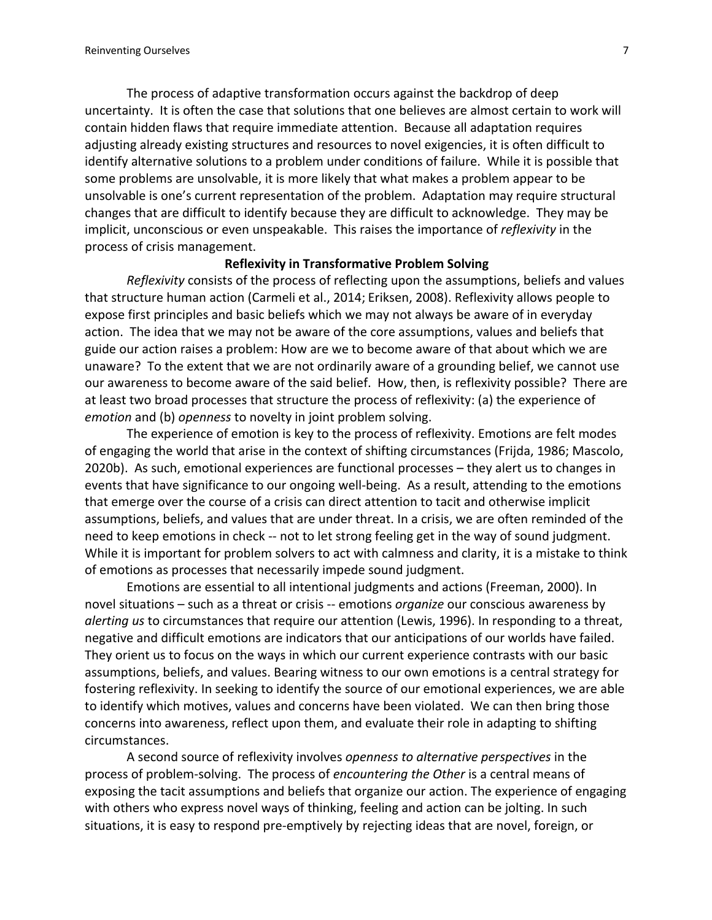The process of adaptive transformation occurs against the backdrop of deep uncertainty. It is often the case that solutions that one believes are almost certain to work will contain hidden flaws that require immediate attention. Because all adaptation requires adjusting already existing structures and resources to novel exigencies, it is often difficult to identify alternative solutions to a problem under conditions of failure. While it is possible that some problems are unsolvable, it is more likely that what makes a problem appear to be unsolvable is one's current representation of the problem. Adaptation may require structural changes that are difficult to identify because they are difficult to acknowledge. They may be implicit, unconscious or even unspeakable. This raises the importance of *reflexivity* in the process of crisis management.

## Reflexivity in Transformative Problem Solving

*Reflexivity* consists of the process of reflecting upon the assumptions, beliefs and values that structure human action (Carmeli et al., 2014; Eriksen, 2008). Reflexivity allows people to expose first principles and basic beliefs which we may not always be aware of in everyday action. The idea that we may not be aware of the core assumptions, values and beliefs that guide our action raises a problem: How are we to become aware of that about which we are unaware? To the extent that we are not ordinarily aware of a grounding belief, we cannot use our awareness to become aware of the said belief. How, then, is reflexivity possible? There are at least two broad processes that structure the process of reflexivity: (a) the experience of *emotion* and (b) *openness* to novelty in joint problem solving.

The experience of emotion is key to the process of reflexivity. Emotions are felt modes of engaging the world that arise in the context of shifting circumstances (Frijda, 1986; Mascolo, 2020b). As such, emotional experiences are functional processes – they alert us to changes in events that have significance to our ongoing well-being. As a result, attending to the emotions that emerge over the course of a crisis can direct attention to tacit and otherwise implicit assumptions, beliefs, and values that are under threat. In a crisis, we are often reminded of the need to keep emotions in check -- not to let strong feeling get in the way of sound judgment. While it is important for problem solvers to act with calmness and clarity, it is a mistake to think of emotions as processes that necessarily impede sound judgment.

Emotions are essential to all intentional judgments and actions (Freeman, 2000). In novel situations – such as a threat or crisis -- emotions *organize* our conscious awareness by *alerting us* to circumstances that require our attention (Lewis, 1996). In responding to a threat, negative and difficult emotions are indicators that our anticipations of our worlds have failed. They orient us to focus on the ways in which our current experience contrasts with our basic assumptions, beliefs, and values. Bearing witness to our own emotions is a central strategy for fostering reflexivity. In seeking to identify the source of our emotional experiences, we are able to identify which motives, values and concerns have been violated. We can then bring those concerns into awareness, reflect upon them, and evaluate their role in adapting to shifting circumstances.

A second source of reflexivity involves *openness to alternative perspectives* in the process of problem-solving. The process of *encountering the Other* is a central means of exposing the tacit assumptions and beliefs that organize our action. The experience of engaging with others who express novel ways of thinking, feeling and action can be jolting. In such situations, it is easy to respond pre-emptively by rejecting ideas that are novel, foreign, or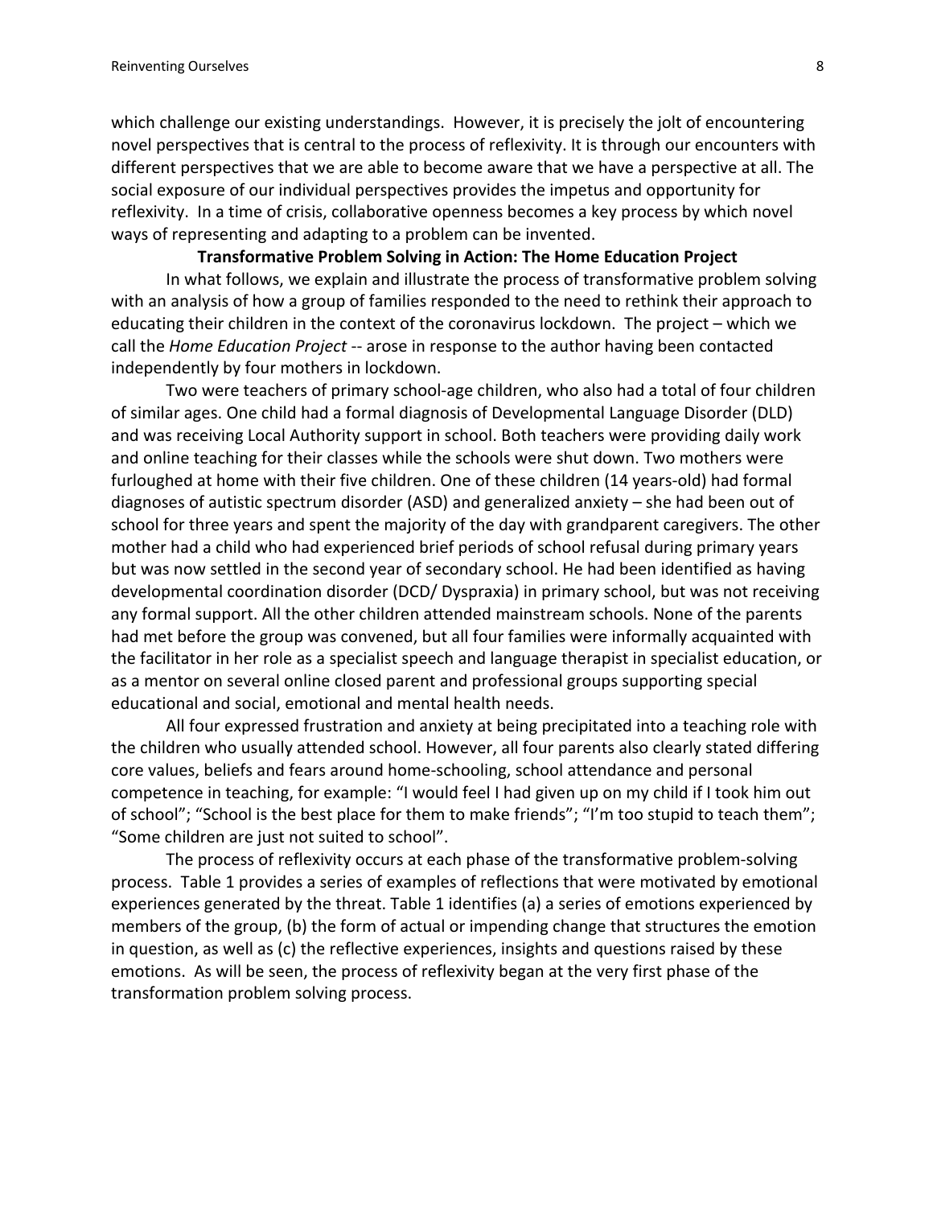which challenge our existing understandings. However, it is precisely the jolt of encountering novel perspectives that is central to the process of reflexivity. It is through our encounters with different perspectives that we are able to become aware that we have a perspective at all. The social exposure of our individual perspectives provides the impetus and opportunity for reflexivity. In a time of crisis, collaborative openness becomes a key process by which novel ways of representing and adapting to a problem can be invented.

## Transformative Problem Solving in Action: The Home Education Project

In what follows, we explain and illustrate the process of transformative problem solving with an analysis of how a group of families responded to the need to rethink their approach to educating their children in the context of the coronavirus lockdown. The project – which we call the *Home Education Project* -- arose in response to the author having been contacted independently by four mothers in lockdown.

Two were teachers of primary school-age children, who also had a total of four children of similar ages. One child had a formal diagnosis of Developmental Language Disorder (DLD) and was receiving Local Authority support in school. Both teachers were providing daily work and online teaching for their classes while the schools were shut down. Two mothers were furloughed at home with their five children. One of these children (14 years-old) had formal diagnoses of autistic spectrum disorder (ASD) and generalized anxiety – she had been out of school for three years and spent the majority of the day with grandparent caregivers. The other mother had a child who had experienced brief periods of school refusal during primary years but was now settled in the second year of secondary school. He had been identified as having developmental coordination disorder (DCD/ Dyspraxia) in primary school, but was not receiving any formal support. All the other children attended mainstream schools. None of the parents had met before the group was convened, but all four families were informally acquainted with the facilitator in her role as a specialist speech and language therapist in specialist education, or as a mentor on several online closed parent and professional groups supporting special educational and social, emotional and mental health needs.

All four expressed frustration and anxiety at being precipitated into a teaching role with the children who usually attended school. However, all four parents also clearly stated differing core values, beliefs and fears around home-schooling, school attendance and personal competence in teaching, for example: "I would feel I had given up on my child if I took him out of school"; "School is the best place for them to make friends"; "I'm too stupid to teach them"; "Some children are just not suited to school".

The process of reflexivity occurs at each phase of the transformative problem-solving process. Table 1 provides a series of examples of reflections that were motivated by emotional experiences generated by the threat. Table 1 identifies (a) a series of emotions experienced by members of the group, (b) the form of actual or impending change that structures the emotion in question, as well as (c) the reflective experiences, insights and questions raised by these emotions. As will be seen, the process of reflexivity began at the very first phase of the transformation problem solving process.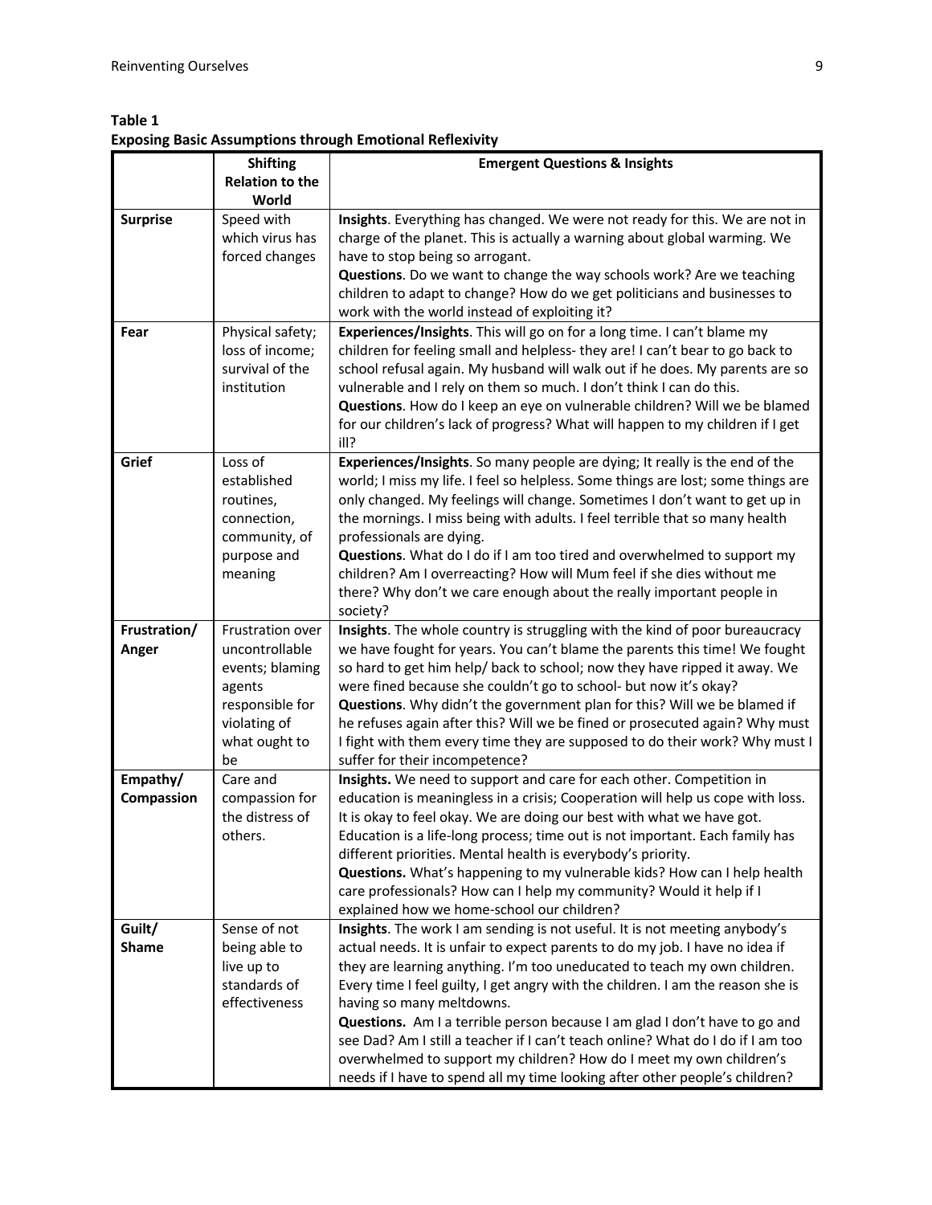**Table 1**
**Exposing Basic Assumptions through Emotional Reflexivity**

| | Shifting Relation to the World | Emergent Questions & Insights |
|---|---|---|
| **Surprise** | Speed with which virus has forced changes | **Insights**. Everything has changed. We were not ready for this. We are not in charge of the planet. This is actually a warning about global warming. We have to stop being so arrogant.<br>**Questions**. Do we want to change the way schools work? Are we teaching children to adapt to change? How do we get politicians and businesses to work with the world instead of exploiting it? |
| **Fear** | Physical safety; loss of income; survival of the institution | **Experiences/Insights**. This will go on for a long time. I can't blame my children for feeling small and helpless- they are! I can't bear to go back to school refusal again. My husband will walk out if he does. My parents are so vulnerable and I rely on them so much. I don't think I can do this.<br>**Questions**. How do I keep an eye on vulnerable children? Will we be blamed for our children's lack of progress? What will happen to my children if I get ill? |
| **Grief** | Loss of established routines, connection, community, of purpose and meaning | **Experiences/Insights**. So many people are dying; It really is the end of the world; I miss my life. I feel so helpless. Some things are lost; some things are only changed. My feelings will change. Sometimes I don't want to get up in the mornings. I miss being with adults. I feel terrible that so many health professionals are dying.<br>**Questions**. What do I do if I am too tired and overwhelmed to support my children? Am I overreacting? How will Mum feel if she dies without me there? Why don't we care enough about the really important people in society? |
| **Frustration/ Anger** | Frustration over uncontrollable events; blaming agents responsible for violating of what ought to be | **Insights**. The whole country is struggling with the kind of poor bureaucracy we have fought for years. You can't blame the parents this time! We fought so hard to get him help/ back to school; now they have ripped it away. We were fined because she couldn't go to school- but now it's okay?<br>**Questions**. Why didn't the government plan for this? Will we be blamed if he refuses again after this? Will we be fined or prosecuted again? Why must I fight with them every time they are supposed to do their work? Why must I suffer for their incompetence? |
| **Empathy/ Compassion** | Care and compassion for the distress of others. | **Insights.** We need to support and care for each other. Competition in education is meaningless in a crisis; Cooperation will help us cope with loss. It is okay to feel okay. We are doing our best with what we have got. Education is a life-long process; time out is not important. Each family has different priorities. Mental health is everybody's priority.<br>**Questions.** What's happening to my vulnerable kids? How can I help health care professionals? How can I help my community? Would it help if I explained how we home-school our children? |
| **Guilt/ Shame** | Sense of not being able to live up to standards of effectiveness | **Insights**. The work I am sending is not useful. It is not meeting anybody's actual needs. It is unfair to expect parents to do my job. I have no idea if they are learning anything. I'm too uneducated to teach my own children. Every time I feel guilty, I get angry with the children. I am the reason she is having so many meltdowns.<br>**Questions.** Am I a terrible person because I am glad I don't have to go and see Dad? Am I still a teacher if I can't teach online? What do I do if I am too overwhelmed to support my children? How do I meet my own children's needs if I have to spend all my time looking after other people's children? |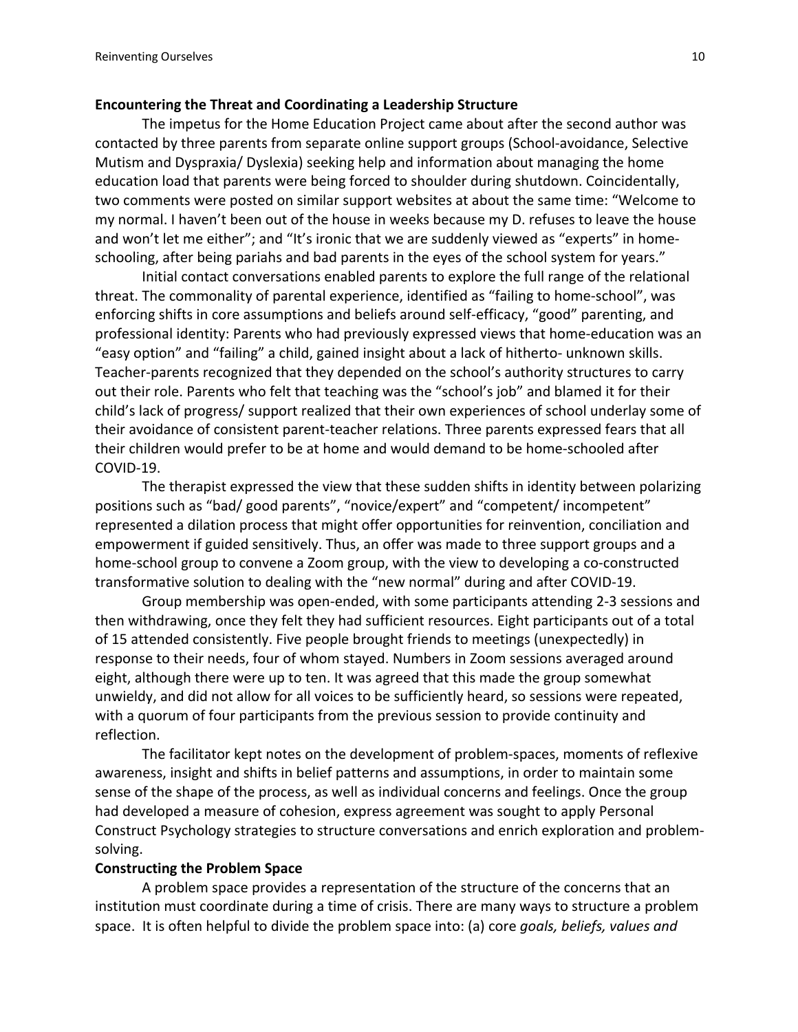**Encountering the Threat and Coordinating a Leadership Structure**

The impetus for the Home Education Project came about after the second author was contacted by three parents from separate online support groups (School-avoidance, Selective Mutism and Dyspraxia/ Dyslexia) seeking help and information about managing the home education load that parents were being forced to shoulder during shutdown. Coincidentally, two comments were posted on similar support websites at about the same time: "Welcome to my normal. I haven't been out of the house in weeks because my D. refuses to leave the house and won't let me either"; and "It's ironic that we are suddenly viewed as "experts" in home-schooling, after being pariahs and bad parents in the eyes of the school system for years."

Initial contact conversations enabled parents to explore the full range of the relational threat. The commonality of parental experience, identified as "failing to home-school", was enforcing shifts in core assumptions and beliefs around self-efficacy, "good" parenting, and professional identity: Parents who had previously expressed views that home-education was an "easy option" and "failing" a child, gained insight about a lack of hitherto- unknown skills. Teacher-parents recognized that they depended on the school's authority structures to carry out their role. Parents who felt that teaching was the "school's job" and blamed it for their child's lack of progress/ support realized that their own experiences of school underlay some of their avoidance of consistent parent-teacher relations. Three parents expressed fears that all their children would prefer to be at home and would demand to be home-schooled after COVID-19.

The therapist expressed the view that these sudden shifts in identity between polarizing positions such as "bad/ good parents", "novice/expert" and "competent/ incompetent" represented a dilation process that might offer opportunities for reinvention, conciliation and empowerment if guided sensitively. Thus, an offer was made to three support groups and a home-school group to convene a Zoom group, with the view to developing a co-constructed transformative solution to dealing with the "new normal" during and after COVID-19.

Group membership was open-ended, with some participants attending 2-3 sessions and then withdrawing, once they felt they had sufficient resources. Eight participants out of a total of 15 attended consistently. Five people brought friends to meetings (unexpectedly) in response to their needs, four of whom stayed. Numbers in Zoom sessions averaged around eight, although there were up to ten. It was agreed that this made the group somewhat unwieldy, and did not allow for all voices to be sufficiently heard, so sessions were repeated, with a quorum of four participants from the previous session to provide continuity and reflection.

The facilitator kept notes on the development of problem-spaces, moments of reflexive awareness, insight and shifts in belief patterns and assumptions, in order to maintain some sense of the shape of the process, as well as individual concerns and feelings. Once the group had developed a measure of cohesion, express agreement was sought to apply Personal Construct Psychology strategies to structure conversations and enrich exploration and problem-solving.

**Constructing the Problem Space**

A problem space provides a representation of the structure of the concerns that an institution must coordinate during a time of crisis. There are many ways to structure a problem space. It is often helpful to divide the problem space into: (a) core *goals, beliefs, values and*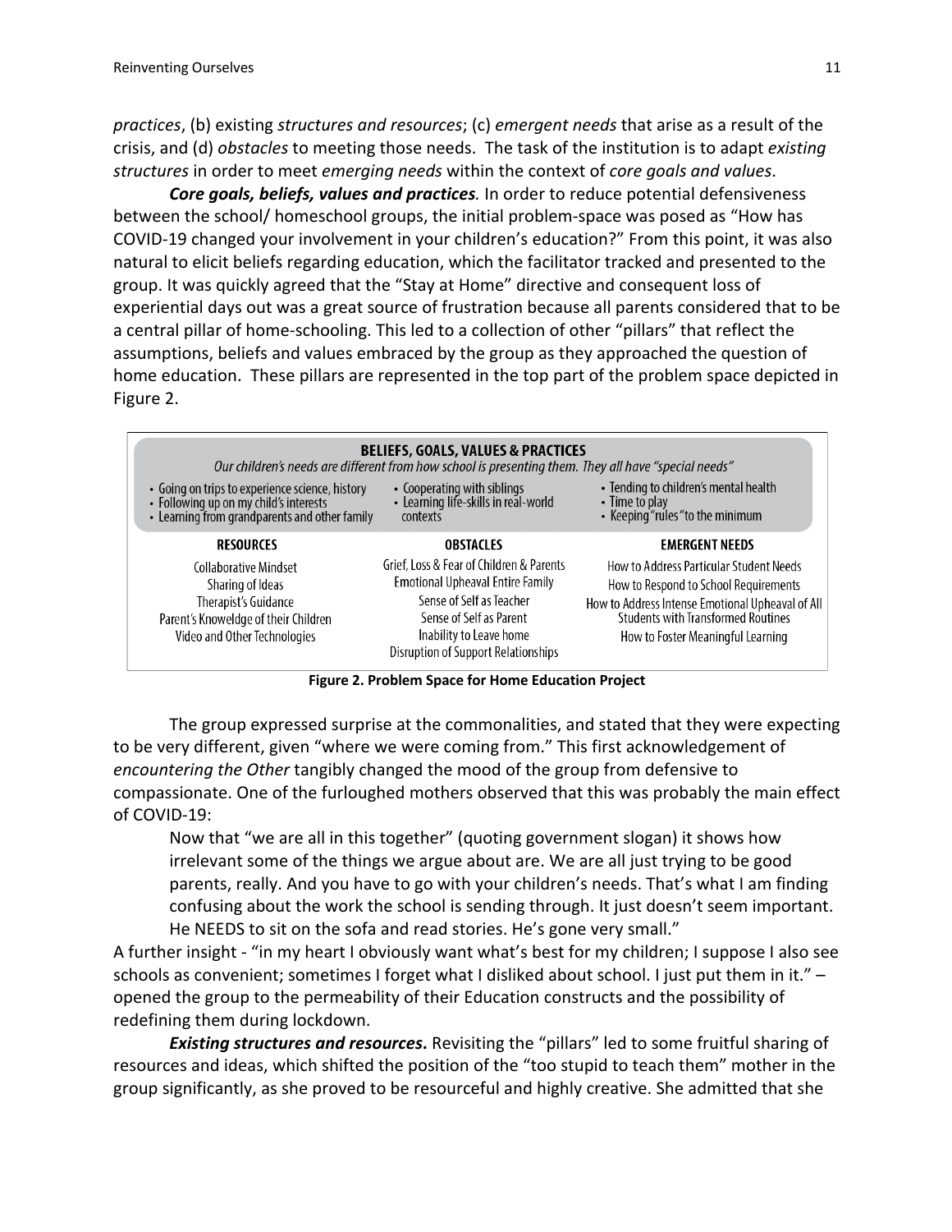*practices*, (b) existing *structures and resources*; (c) *emergent needs* that arise as a result of the crisis, and (d) *obstacles* to meeting those needs. The task of the institution is to adapt *existing structures* in order to meet *emerging needs* within the context of *core goals and values*.

***Core goals, beliefs, values and practices.*** In order to reduce potential defensiveness between the school/ homeschool groups, the initial problem-space was posed as "How has COVID-19 changed your involvement in your children's education?" From this point, it was also natural to elicit beliefs regarding education, which the facilitator tracked and presented to the group. It was quickly agreed that the "Stay at Home" directive and consequent loss of experiential days out was a great source of frustration because all parents considered that to be a central pillar of home-schooling. This led to a collection of other "pillars" that reflect the assumptions, beliefs and values embraced by the group as they approached the question of home education. These pillars are represented in the top part of the problem space depicted in Figure 2.

**BELIEFS, GOALS, VALUES & PRACTICES**

*Our children's needs are different from how school is presenting them. They all have "special needs"*

- Going on trips to experience science, history
- Following up on my child's interests
- Learning from grandparents and other family
- Cooperating with siblings
- Learning life-skills in real-world contexts
- Tending to children's mental health
- Time to play
- Keeping "rules" to the minimum

| RESOURCES | OBSTACLES | EMERGENT NEEDS |
|---|---|---|
| Collaborative Mindset | Grief, Loss & Fear of Children & Parents | How to Address Particular Student Needs |
| Sharing of Ideas | Emotional Upheaval Entire Family | How to Respond to School Requirements |
| Therapist's Guidance | Sense of Self as Teacher | How to Address Intense Emotional Upheaval of All Students with Transformed Routines |
| Parent's Knoweldge of their Children | Sense of Self as Parent | How to Foster Meaningful Learning |
| Video and Other Technologies | Inability to Leave home | |
| | Disruption of Support Relationships | |

**Figure 2. Problem Space for Home Education Project**

The group expressed surprise at the commonalities, and stated that they were expecting to be very different, given "where we were coming from." This first acknowledgement of *encountering the Other* tangibly changed the mood of the group from defensive to compassionate. One of the furloughed mothers observed that this was probably the main effect of COVID-19:

> Now that "we are all in this together" (quoting government slogan) it shows how irrelevant some of the things we argue about are. We are all just trying to be good parents, really. And you have to go with your children's needs. That's what I am finding confusing about the work the school is sending through. It just doesn't seem important. He NEEDS to sit on the sofa and read stories. He's gone very small."

A further insight - "in my heart I obviously want what's best for my children; I suppose I also see schools as convenient; sometimes I forget what I disliked about school. I just put them in it." – opened the group to the permeability of their Education constructs and the possibility of redefining them during lockdown.

***Existing structures and resources.*** Revisiting the "pillars" led to some fruitful sharing of resources and ideas, which shifted the position of the "too stupid to teach them" mother in the group significantly, as she proved to be resourceful and highly creative. She admitted that she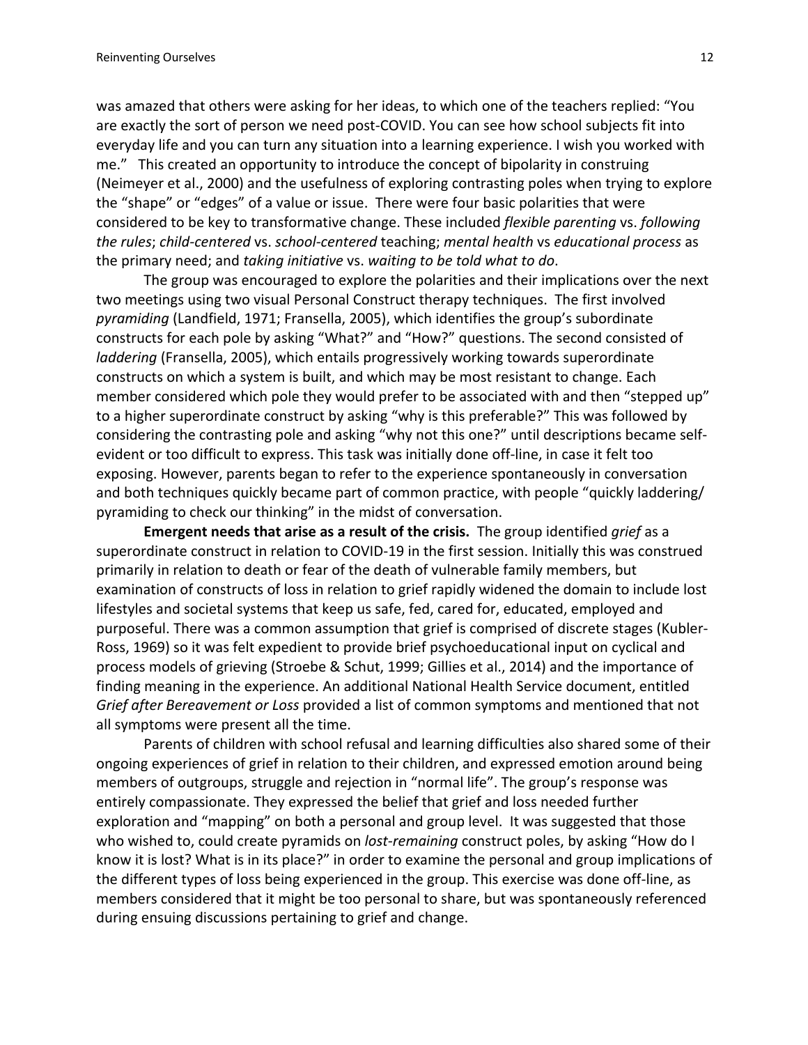was amazed that others were asking for her ideas, to which one of the teachers replied: "You are exactly the sort of person we need post-COVID. You can see how school subjects fit into everyday life and you can turn any situation into a learning experience. I wish you worked with me." This created an opportunity to introduce the concept of bipolarity in construing (Neimeyer et al., 2000) and the usefulness of exploring contrasting poles when trying to explore the "shape" or "edges" of a value or issue. There were four basic polarities that were considered to be key to transformative change. These included *flexible parenting* vs. *following the rules*; *child-centered* vs. *school-centered* teaching; *mental health* vs *educational process* as the primary need; and *taking initiative* vs. *waiting to be told what to do*.

The group was encouraged to explore the polarities and their implications over the next two meetings using two visual Personal Construct therapy techniques. The first involved *pyramiding* (Landfield, 1971; Fransella, 2005), which identifies the group's subordinate constructs for each pole by asking "What?" and "How?" questions. The second consisted of *laddering* (Fransella, 2005), which entails progressively working towards superordinate constructs on which a system is built, and which may be most resistant to change. Each member considered which pole they would prefer to be associated with and then "stepped up" to a higher superordinate construct by asking "why is this preferable?" This was followed by considering the contrasting pole and asking "why not this one?" until descriptions became self-evident or too difficult to express. This task was initially done off-line, in case it felt too exposing. However, parents began to refer to the experience spontaneously in conversation and both techniques quickly became part of common practice, with people "quickly laddering/ pyramiding to check our thinking" in the midst of conversation.

**Emergent needs that arise as a result of the crisis.** The group identified *grief* as a superordinate construct in relation to COVID-19 in the first session. Initially this was construed primarily in relation to death or fear of the death of vulnerable family members, but examination of constructs of loss in relation to grief rapidly widened the domain to include lost lifestyles and societal systems that keep us safe, fed, cared for, educated, employed and purposeful. There was a common assumption that grief is comprised of discrete stages (Kubler-Ross, 1969) so it was felt expedient to provide brief psychoeducational input on cyclical and process models of grieving (Stroebe & Schut, 1999; Gillies et al., 2014) and the importance of finding meaning in the experience. An additional National Health Service document, entitled *Grief after Bereavement or Loss* provided a list of common symptoms and mentioned that not all symptoms were present all the time.

Parents of children with school refusal and learning difficulties also shared some of their ongoing experiences of grief in relation to their children, and expressed emotion around being members of outgroups, struggle and rejection in "normal life". The group's response was entirely compassionate. They expressed the belief that grief and loss needed further exploration and "mapping" on both a personal and group level. It was suggested that those who wished to, could create pyramids on *lost-remaining* construct poles, by asking "How do I know it is lost? What is in its place?" in order to examine the personal and group implications of the different types of loss being experienced in the group. This exercise was done off-line, as members considered that it might be too personal to share, but was spontaneously referenced during ensuing discussions pertaining to grief and change.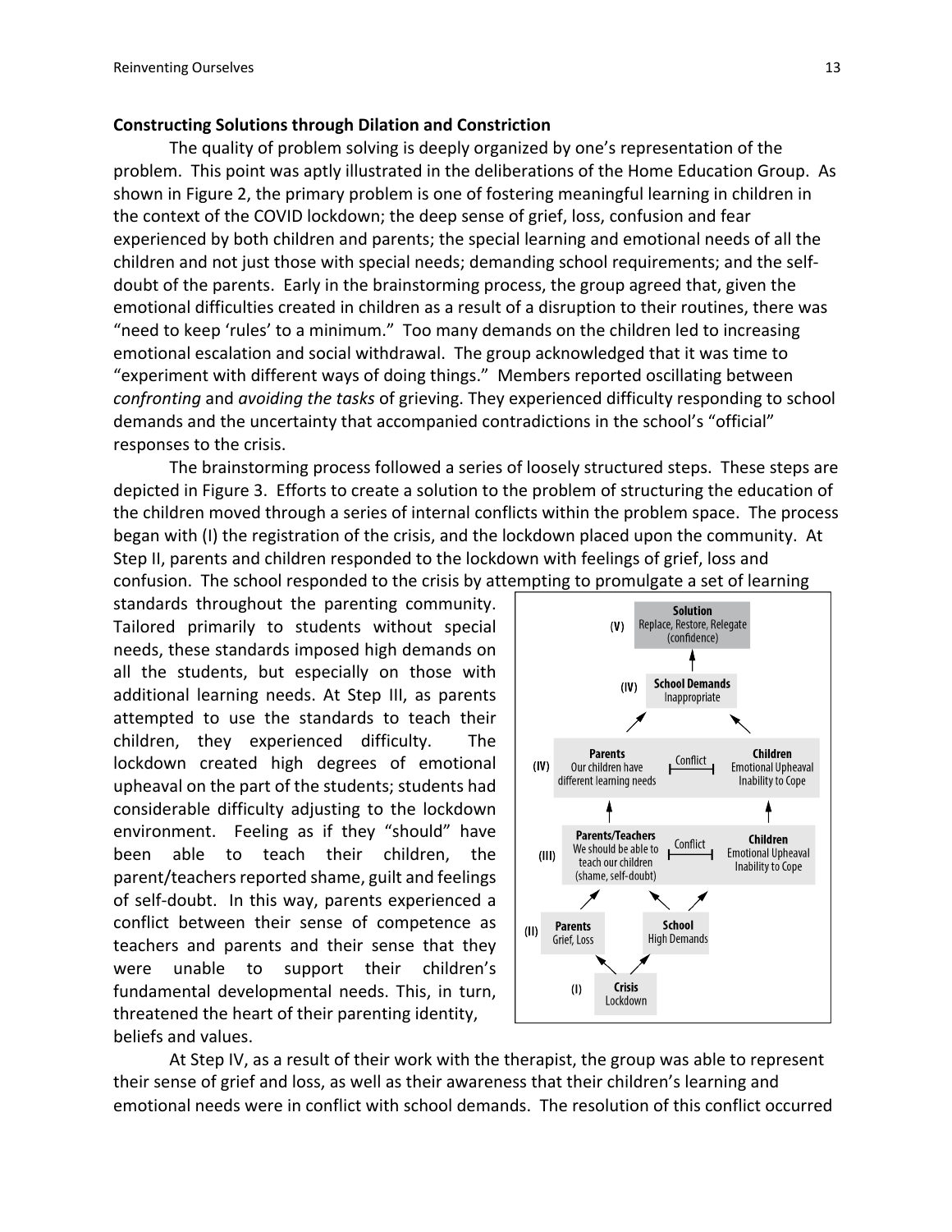### Constructing Solutions through Dilation and Constriction

The quality of problem solving is deeply organized by one's representation of the problem. This point was aptly illustrated in the deliberations of the Home Education Group. As shown in Figure 2, the primary problem is one of fostering meaningful learning in children in the context of the COVID lockdown; the deep sense of grief, loss, confusion and fear experienced by both children and parents; the special learning and emotional needs of all the children and not just those with special needs; demanding school requirements; and the self-doubt of the parents. Early in the brainstorming process, the group agreed that, given the emotional difficulties created in children as a result of a disruption to their routines, there was "need to keep 'rules' to a minimum." Too many demands on the children led to increasing emotional escalation and social withdrawal. The group acknowledged that it was time to "experiment with different ways of doing things." Members reported oscillating between *confronting* and *avoiding the tasks* of grieving. They experienced difficulty responding to school demands and the uncertainty that accompanied contradictions in the school's "official" responses to the crisis.

The brainstorming process followed a series of loosely structured steps. These steps are depicted in Figure 3. Efforts to create a solution to the problem of structuring the education of the children moved through a series of internal conflicts within the problem space. The process began with (I) the registration of the crisis, and the lockdown placed upon the community. At Step II, parents and children responded to the lockdown with feelings of grief, loss and confusion. The school responded to the crisis by attempting to promulgate a set of learning standards throughout the parenting community. Tailored primarily to students without special needs, these standards imposed high demands on all the students, but especially on those with additional learning needs. At Step III, as parents attempted to use the standards to teach their children, they experienced difficulty. The lockdown created high degrees of emotional upheaval on the part of the students; students had considerable difficulty adjusting to the lockdown environment. Feeling as if they "should" have been able to teach their children, the parent/teachers reported shame, guilt and feelings of self-doubt. In this way, parents experienced a conflict between their sense of competence as teachers and parents and their sense that they were unable to support their children's fundamental developmental needs. This, in turn, threatened the heart of their parenting identity, beliefs and values.

(V) Solution
Replace, Restore, Relegate
(confidence)

(IV) School Demands
Inappropriate

(IV) Parents
Our children have different learning needs
Conflict
Children
Emotional Upheaval
Inability to Cope

(III) Parents/Teachers
We should be able to teach our children
(shame, self-doubt)
Conflict
Children
Emotional Upheaval
Inability to Cope

(II) Parents
Grief, Loss
School
High Demands

(I) Crisis
Lockdown

At Step IV, as a result of their work with the therapist, the group was able to represent their sense of grief and loss, as well as their awareness that their children's learning and emotional needs were in conflict with school demands. The resolution of this conflict occurred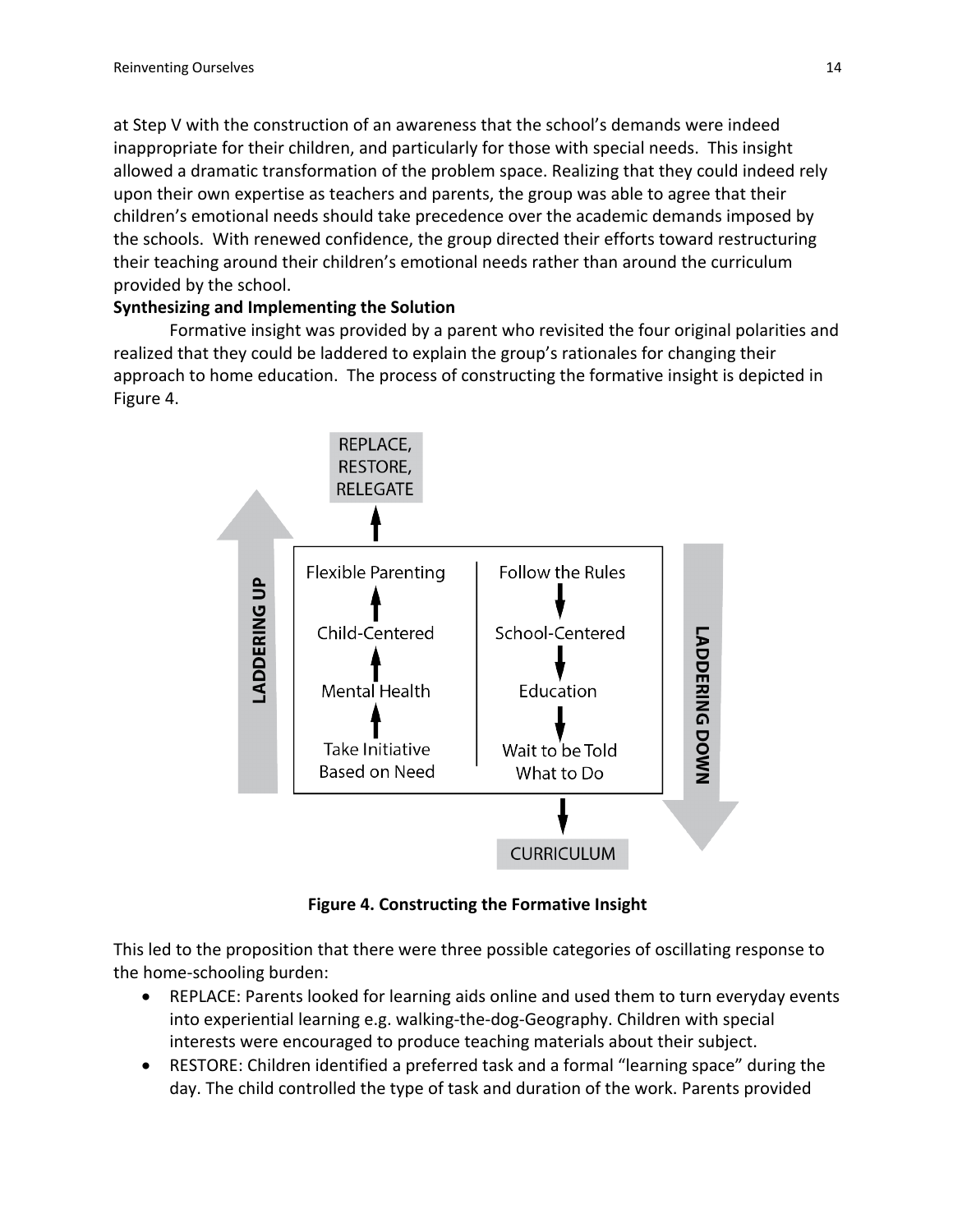at Step V with the construction of an awareness that the school's demands were indeed inappropriate for their children, and particularly for those with special needs. This insight allowed a dramatic transformation of the problem space. Realizing that they could indeed rely upon their own expertise as teachers and parents, the group was able to agree that their children's emotional needs should take precedence over the academic demands imposed by the schools. With renewed confidence, the group directed their efforts toward restructuring their teaching around their children's emotional needs rather than around the curriculum provided by the school.

**Synthesizing and Implementing the Solution**

Formative insight was provided by a parent who revisited the four original polarities and realized that they could be laddered to explain the group's rationales for changing their approach to home education. The process of constructing the formative insight is depicted in Figure 4.

**Figure 4. Constructing the Formative Insight**

This led to the proposition that there were three possible categories of oscillating response to the home-schooling burden:

- REPLACE: Parents looked for learning aids online and used them to turn everyday events into experiential learning e.g. walking-the-dog-Geography. Children with special interests were encouraged to produce teaching materials about their subject.
- RESTORE: Children identified a preferred task and a formal "learning space" during the day. The child controlled the type of task and duration of the work. Parents provided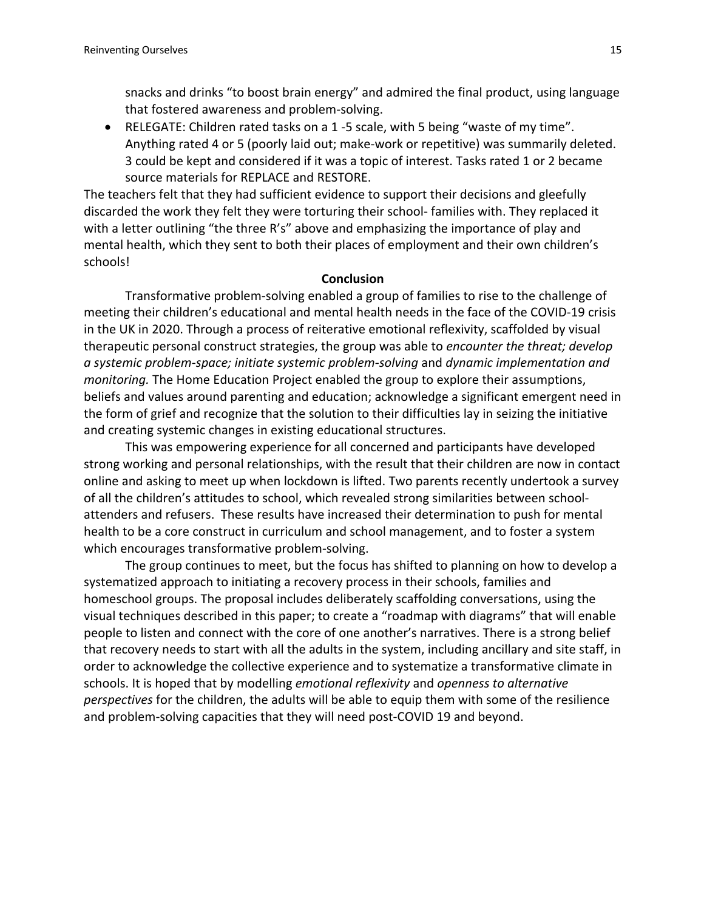snacks and drinks "to boost brain energy" and admired the final product, using language that fostered awareness and problem-solving.

- RELEGATE: Children rated tasks on a 1 -5 scale, with 5 being "waste of my time". Anything rated 4 or 5 (poorly laid out; make-work or repetitive) was summarily deleted. 3 could be kept and considered if it was a topic of interest. Tasks rated 1 or 2 became source materials for REPLACE and RESTORE.

The teachers felt that they had sufficient evidence to support their decisions and gleefully discarded the work they felt they were torturing their school- families with. They replaced it with a letter outlining "the three R's" above and emphasizing the importance of play and mental health, which they sent to both their places of employment and their own children's schools!

## Conclusion

Transformative problem-solving enabled a group of families to rise to the challenge of meeting their children's educational and mental health needs in the face of the COVID-19 crisis in the UK in 2020. Through a process of reiterative emotional reflexivity, scaffolded by visual therapeutic personal construct strategies, the group was able to *encounter the threat; develop a systemic problem-space; initiate systemic problem-solving* and *dynamic implementation and monitoring.* The Home Education Project enabled the group to explore their assumptions, beliefs and values around parenting and education; acknowledge a significant emergent need in the form of grief and recognize that the solution to their difficulties lay in seizing the initiative and creating systemic changes in existing educational structures.

This was empowering experience for all concerned and participants have developed strong working and personal relationships, with the result that their children are now in contact online and asking to meet up when lockdown is lifted. Two parents recently undertook a survey of all the children's attitudes to school, which revealed strong similarities between school-attenders and refusers. These results have increased their determination to push for mental health to be a core construct in curriculum and school management, and to foster a system which encourages transformative problem-solving.

The group continues to meet, but the focus has shifted to planning on how to develop a systematized approach to initiating a recovery process in their schools, families and homeschool groups. The proposal includes deliberately scaffolding conversations, using the visual techniques described in this paper; to create a "roadmap with diagrams" that will enable people to listen and connect with the core of one another's narratives. There is a strong belief that recovery needs to start with all the adults in the system, including ancillary and site staff, in order to acknowledge the collective experience and to systematize a transformative climate in schools. It is hoped that by modelling *emotional reflexivity* and *openness to alternative perspectives* for the children, the adults will be able to equip them with some of the resilience and problem-solving capacities that they will need post-COVID 19 and beyond.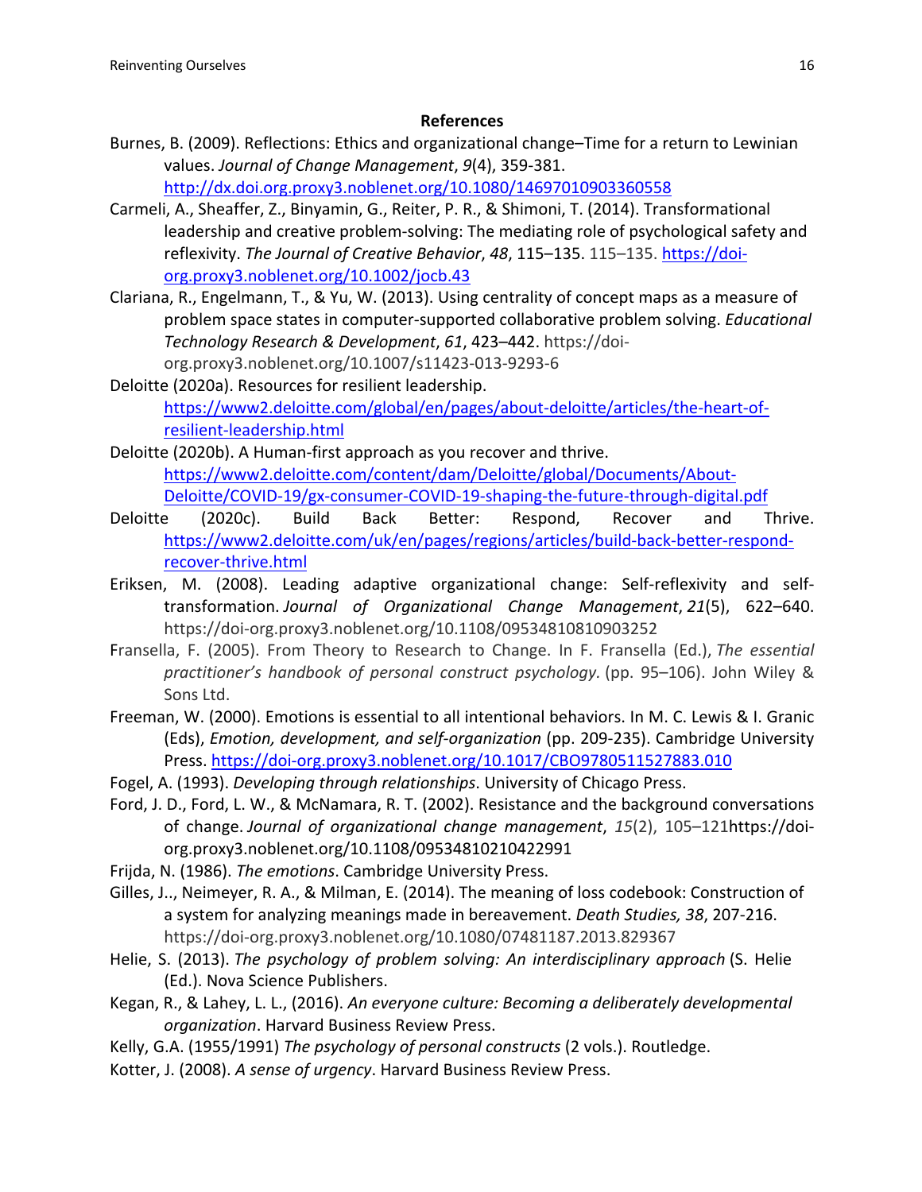## References

Burnes, B. (2009). Reflections: Ethics and organizational change–Time for a return to Lewinian values. *Journal of Change Management*, *9*(4), 359-381. http://dx.doi.org.proxy3.noblenet.org/10.1080/14697010903360558

Carmeli, A., Sheaffer, Z., Binyamin, G., Reiter, P. R., & Shimoni, T. (2014). Transformational leadership and creative problem-solving: The mediating role of psychological safety and reflexivity. *The Journal of Creative Behavior*, *48*, 115–135. 115–135. https://doi-org.proxy3.noblenet.org/10.1002/jocb.43

Clariana, R., Engelmann, T., & Yu, W. (2013). Using centrality of concept maps as a measure of problem space states in computer-supported collaborative problem solving. *Educational Technology Research & Development*, *61*, 423–442. https://doi-org.proxy3.noblenet.org/10.1007/s11423-013-9293-6

Deloitte (2020a). Resources for resilient leadership. https://www2.deloitte.com/global/en/pages/about-deloitte/articles/the-heart-of-resilient-leadership.html

Deloitte (2020b). A Human-first approach as you recover and thrive. https://www2.deloitte.com/content/dam/Deloitte/global/Documents/About-Deloitte/COVID-19/gx-consumer-COVID-19-shaping-the-future-through-digital.pdf

Deloitte (2020c). Build Back Better: Respond, Recover and Thrive. https://www2.deloitte.com/uk/en/pages/regions/articles/build-back-better-respond-recover-thrive.html

Eriksen, M. (2008). Leading adaptive organizational change: Self-reflexivity and self-transformation. *Journal of Organizational Change Management*, *21*(5), 622–640. https://doi-org.proxy3.noblenet.org/10.1108/09534810810903252

Fransella, F. (2005). From Theory to Research to Change. In F. Fransella (Ed.), *The essential practitioner's handbook of personal construct psychology.* (pp. 95–106). John Wiley & Sons Ltd.

Freeman, W. (2000). Emotions is essential to all intentional behaviors. In M. C. Lewis & I. Granic (Eds), *Emotion, development, and self-organization* (pp. 209-235). Cambridge University Press. https://doi-org.proxy3.noblenet.org/10.1017/CBO9780511527883.010

Fogel, A. (1993). *Developing through relationships*. University of Chicago Press.

Ford, J. D., Ford, L. W., & McNamara, R. T. (2002). Resistance and the background conversations of change. *Journal of organizational change management*, *15*(2), 105–121https://doi-org.proxy3.noblenet.org/10.1108/09534810210422991

Frijda, N. (1986). *The emotions*. Cambridge University Press.

Gilles, J.., Neimeyer, R. A., & Milman, E. (2014). The meaning of loss codebook: Construction of a system for analyzing meanings made in bereavement. *Death Studies, 38*, 207-216. https://doi-org.proxy3.noblenet.org/10.1080/07481187.2013.829367

Helie, S. (2013). *The psychology of problem solving: An interdisciplinary approach* (S. Helie (Ed.). Nova Science Publishers.

Kegan, R., & Lahey, L. L., (2016). *An everyone culture: Becoming a deliberately developmental organization*. Harvard Business Review Press.

Kelly, G.A. (1955/1991) *The psychology of personal constructs* (2 vols.). Routledge.

Kotter, J. (2008). *A sense of urgency*. Harvard Business Review Press.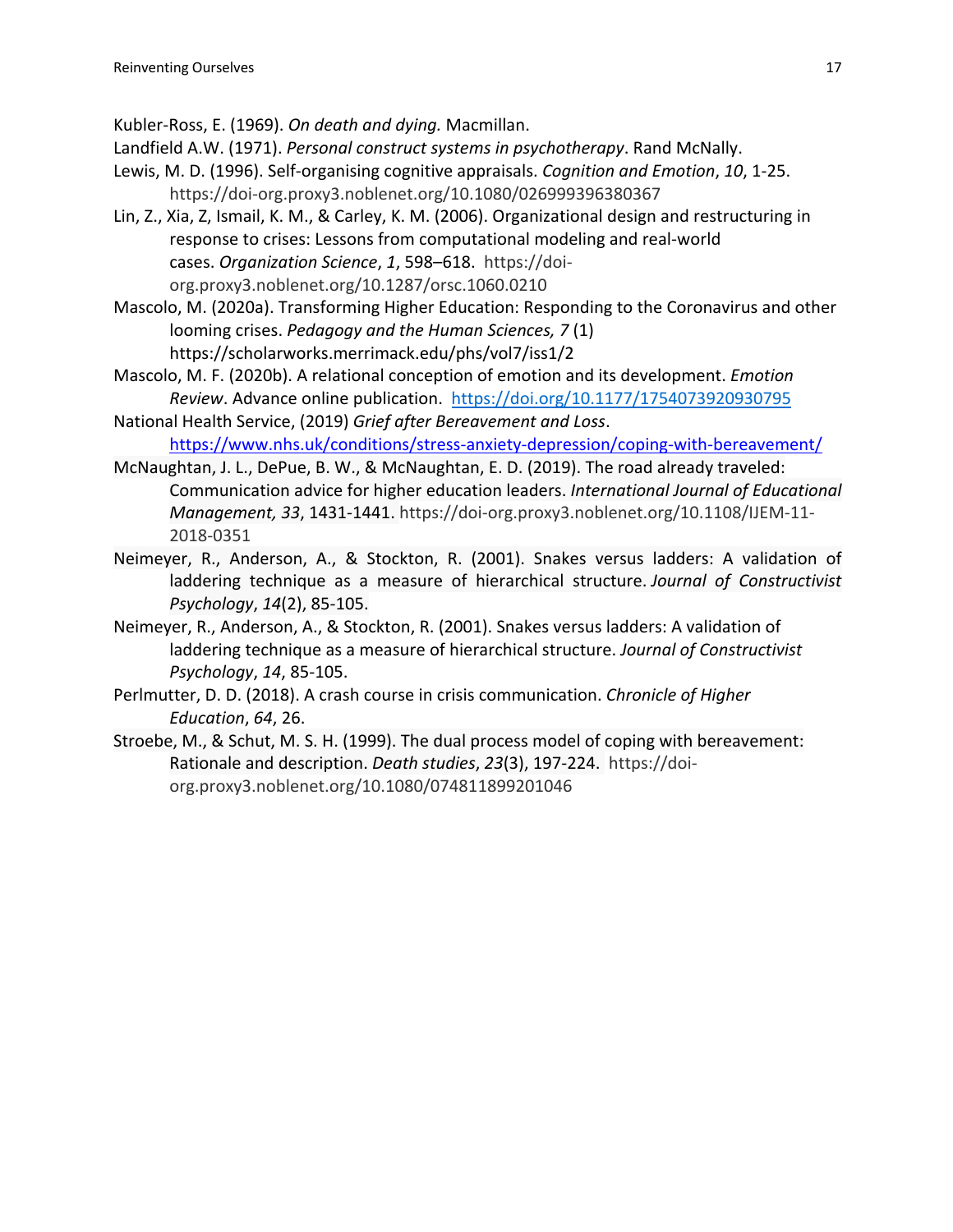Kubler-Ross, E. (1969). *On death and dying.* Macmillan.

Landfield A.W. (1971). *Personal construct systems in psychotherapy*. Rand McNally.

Lewis, M. D. (1996). Self-organising cognitive appraisals. *Cognition and Emotion*, *10*, 1-25. https://doi-org.proxy3.noblenet.org/10.1080/026999396380367

Lin, Z., Xia, Z, Ismail, K. M., & Carley, K. M. (2006). Organizational design and restructuring in response to crises: Lessons from computational modeling and real-world cases. *Organization Science*, *1*, 598–618. https://doi-org.proxy3.noblenet.org/10.1287/orsc.1060.0210

Mascolo, M. (2020a). Transforming Higher Education: Responding to the Coronavirus and other looming crises. *Pedagogy and the Human Sciences, 7* (1) https://scholarworks.merrimack.edu/phs/vol7/iss1/2

Mascolo, M. F. (2020b). A relational conception of emotion and its development. *Emotion Review*. Advance online publication. https://doi.org/10.1177/1754073920930795

National Health Service, (2019) *Grief after Bereavement and Loss*. https://www.nhs.uk/conditions/stress-anxiety-depression/coping-with-bereavement/

McNaughtan, J. L., DePue, B. W., & McNaughtan, E. D. (2019). The road already traveled: Communication advice for higher education leaders. *International Journal of Educational Management, 33*, 1431-1441. https://doi-org.proxy3.noblenet.org/10.1108/IJEM-11-2018-0351

Neimeyer, R., Anderson, A., & Stockton, R. (2001). Snakes versus ladders: A validation of laddering technique as a measure of hierarchical structure. *Journal of Constructivist Psychology*, *14*(2), 85-105.

Neimeyer, R., Anderson, A., & Stockton, R. (2001). Snakes versus ladders: A validation of laddering technique as a measure of hierarchical structure. *Journal of Constructivist Psychology*, *14*, 85-105.

Perlmutter, D. D. (2018). A crash course in crisis communication. *Chronicle of Higher Education*, *64*, 26.

Stroebe, M., & Schut, M. S. H. (1999). The dual process model of coping with bereavement: Rationale and description. *Death studies*, *23*(3), 197-224. https://doi-org.proxy3.noblenet.org/10.1080/074811899201046